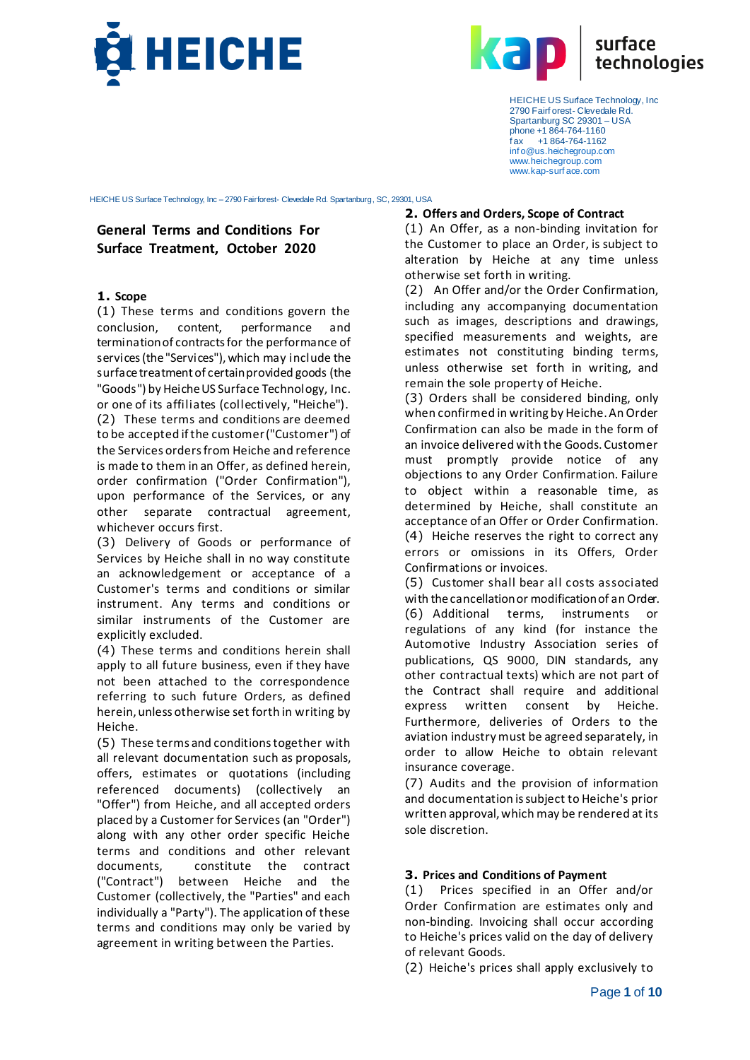HEICHE US Surface Technology, Inc
2790 Fairforest- Clevedale Rd.
Spartanburg SC 29301 – USA
phone +1 864-764-1160
fax +1 864-764-1162
info@us.heichegroup.com
www.heichegroup.com
www.kap-surface.com

HEICHE US Surface Technology, Inc – 2790 Fairforest- Clevedale Rd. Spartanburg, SC, 29301, USA

# General Terms and Conditions For Surface Treatment, October 2020

## 1. Scope

(1) These terms and conditions govern the conclusion, content, performance and termination of contracts for the performance of services (the "Services"), which may include the surface treatment of certain provided goods (the "Goods") by Heiche US Surface Technology, Inc. or one of its affiliates (collectively, "Heiche").

(2) These terms and conditions are deemed to be accepted if the customer ("Customer") of the Services orders from Heiche and reference is made to them in an Offer, as defined herein, order confirmation ("Order Confirmation"), upon performance of the Services, or any other separate contractual agreement, whichever occurs first.

(3) Delivery of Goods or performance of Services by Heiche shall in no way constitute an acknowledgement or acceptance of a Customer's terms and conditions or similar instrument. Any terms and conditions or similar instruments of the Customer are explicitly excluded.

(4) These terms and conditions herein shall apply to all future business, even if they have not been attached to the correspondence referring to such future Orders, as defined herein, unless otherwise set forth in writing by Heiche.

(5) These terms and conditions together with all relevant documentation such as proposals, offers, estimates or quotations (including referenced documents) (collectively an "Offer") from Heiche, and all accepted orders placed by a Customer for Services (an "Order") along with any other order specific Heiche terms and conditions and other relevant documents, constitute the contract ("Contract") between Heiche and the Customer (collectively, the "Parties" and each individually a "Party"). The application of these terms and conditions may only be varied by agreement in writing between the Parties.

## 2. Offers and Orders, Scope of Contract

(1) An Offer, as a non-binding invitation for the Customer to place an Order, is subject to alteration by Heiche at any time unless otherwise set forth in writing.

(2) An Offer and/or the Order Confirmation, including any accompanying documentation such as images, descriptions and drawings, specified measurements and weights, are estimates not constituting binding terms, unless otherwise set forth in writing, and remain the sole property of Heiche.

(3) Orders shall be considered binding, only when confirmed in writing by Heiche. An Order Confirmation can also be made in the form of an invoice delivered with the Goods. Customer must promptly provide notice of any objections to any Order Confirmation. Failure to object within a reasonable time, as determined by Heiche, shall constitute an acceptance of an Offer or Order Confirmation.

(4) Heiche reserves the right to correct any errors or omissions in its Offers, Order Confirmations or invoices.

(5) Customer shall bear all costs associated with the cancellation or modification of an Order.

(6) Additional terms, instruments or regulations of any kind (for instance the Automotive Industry Association series of publications, QS 9000, DIN standards, any other contractual texts) which are not part of the Contract shall require and additional express written consent by Heiche. Furthermore, deliveries of Orders to the aviation industry must be agreed separately, in order to allow Heiche to obtain relevant insurance coverage.

(7) Audits and the provision of information and documentation is subject to Heiche's prior written approval, which may be rendered at its sole discretion.

## 3. Prices and Conditions of Payment

(1) Prices specified in an Offer and/or Order Confirmation are estimates only and non-binding. Invoicing shall occur according to Heiche's prices valid on the day of delivery of relevant Goods.

(2) Heiche's prices shall apply exclusively to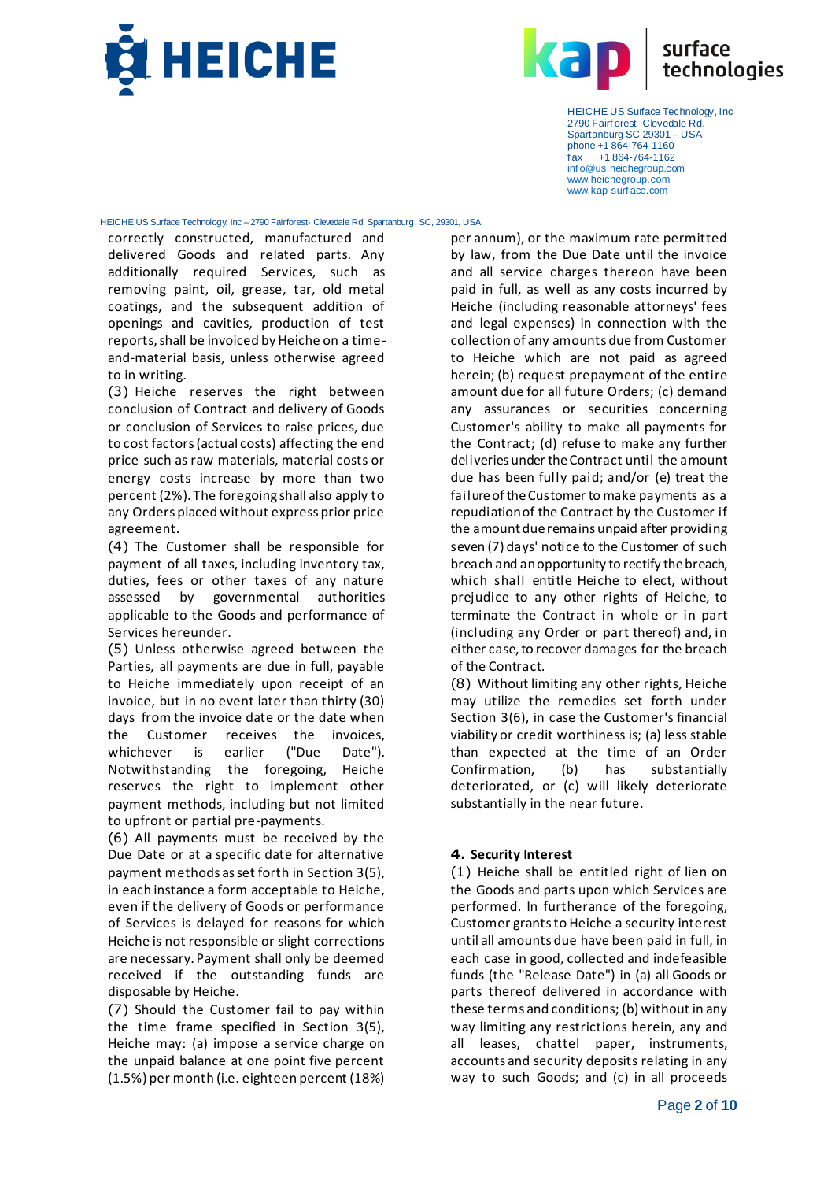correctly constructed, manufactured and delivered Goods and related parts. Any additionally required Services, such as removing paint, oil, grease, tar, old metal coatings, and the subsequent addition of openings and cavities, production of test reports, shall be invoiced by Heiche on a time-and-material basis, unless otherwise agreed to in writing.

(3) Heiche reserves the right between conclusion of Contract and delivery of Goods or conclusion of Services to raise prices, due to cost factors (actual costs) affecting the end price such as raw materials, material costs or energy costs increase by more than two percent (2%). The foregoing shall also apply to any Orders placed without express prior price agreement.

(4) The Customer shall be responsible for payment of all taxes, including inventory tax, duties, fees or other taxes of any nature assessed by governmental authorities applicable to the Goods and performance of Services hereunder.

(5) Unless otherwise agreed between the Parties, all payments are due in full, payable to Heiche immediately upon receipt of an invoice, but in no event later than thirty (30) days from the invoice date or the date when the Customer receives the invoices, whichever is earlier ("Due Date"). Notwithstanding the foregoing, Heiche reserves the right to implement other payment methods, including but not limited to upfront or partial pre-payments.

(6) All payments must be received by the Due Date or at a specific date for alternative payment methods as set forth in Section 3(5), in each instance a form acceptable to Heiche, even if the delivery of Goods or performance of Services is delayed for reasons for which Heiche is not responsible or slight corrections are necessary. Payment shall only be deemed received if the outstanding funds are disposable by Heiche.

(7) Should the Customer fail to pay within the time frame specified in Section 3(5), Heiche may: (a) impose a service charge on the unpaid balance at one point five percent (1.5%) per month (i.e. eighteen percent (18%) per annum), or the maximum rate permitted by law, from the Due Date until the invoice and all service charges thereon have been paid in full, as well as any costs incurred by Heiche (including reasonable attorneys' fees and legal expenses) in connection with the collection of any amounts due from Customer to Heiche which are not paid as agreed herein; (b) request prepayment of the entire amount due for all future Orders; (c) demand any assurances or securities concerning Customer's ability to make all payments for the Contract; (d) refuse to make any further deliveries under the Contract until the amount due has been fully paid; and/or (e) treat the failure of the Customer to make payments as a repudiation of the Contract by the Customer if the amount due remains unpaid after providing seven (7) days' notice to the Customer of such breach and an opportunity to rectify the breach, which shall entitle Heiche to elect, without prejudice to any other rights of Heiche, to terminate the Contract in whole or in part (including any Order or part thereof) and, in either case, to recover damages for the breach of the Contract.

(8) Without limiting any other rights, Heiche may utilize the remedies set forth under Section 3(6), in case the Customer's financial viability or credit worthiness is; (a) less stable than expected at the time of an Order Confirmation, (b) has substantially deteriorated, or (c) will likely deteriorate substantially in the near future.

## 4. Security Interest

(1) Heiche shall be entitled right of lien on the Goods and parts upon which Services are performed. In furtherance of the foregoing, Customer grants to Heiche a security interest until all amounts due have been paid in full, in each case in good, collected and indefeasible funds (the "Release Date") in (a) all Goods or parts thereof delivered in accordance with these terms and conditions; (b) without in any way limiting any restrictions herein, any and all leases, chattel paper, instruments, accounts and security deposits relating in any way to such Goods; and (c) in all proceeds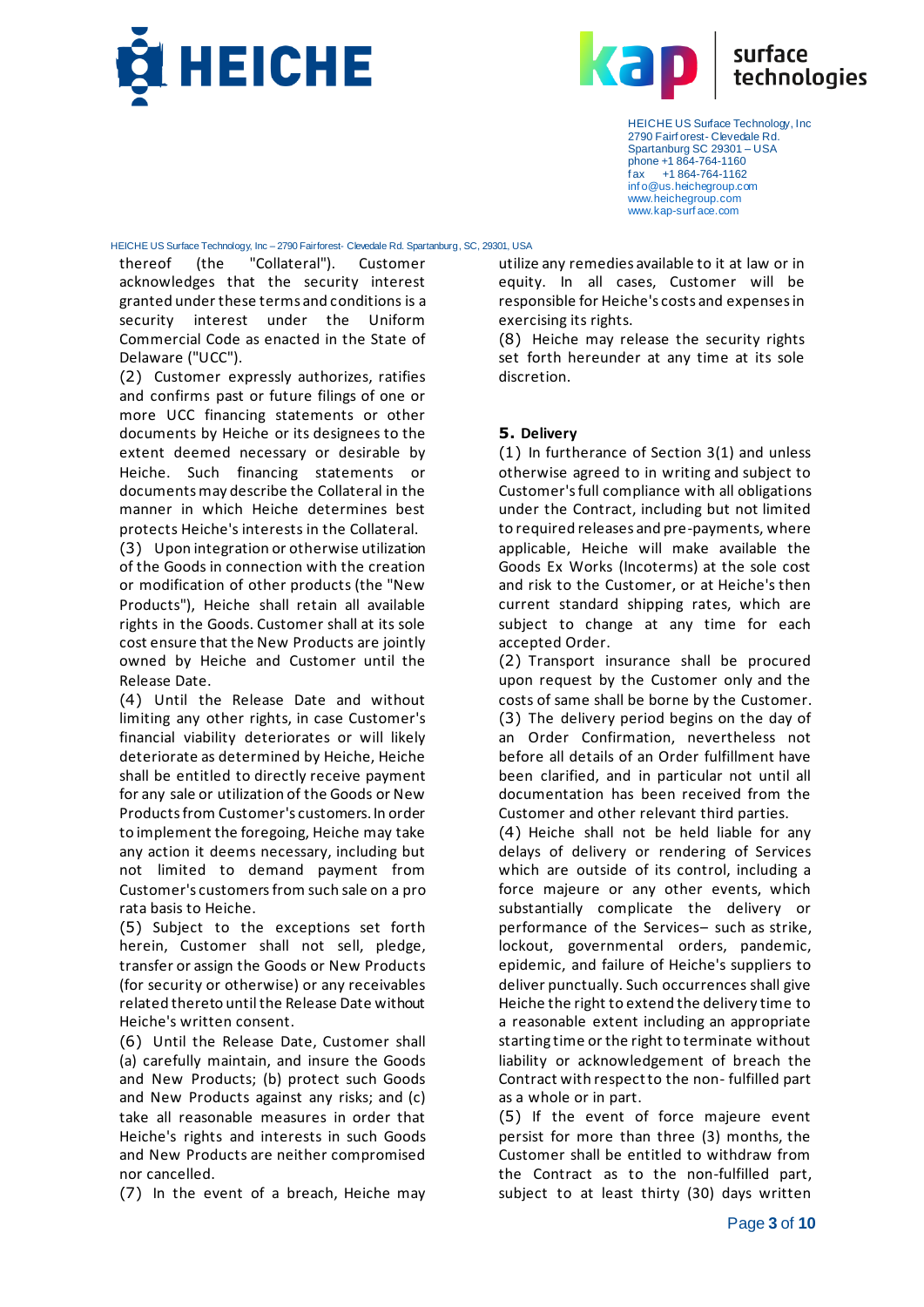thereof (the "Collateral"). Customer acknowledges that the security interest granted under these terms and conditions is a security interest under the Uniform Commercial Code as enacted in the State of Delaware ("UCC").

(2) Customer expressly authorizes, ratifies and confirms past or future filings of one or more UCC financing statements or other documents by Heiche or its designees to the extent deemed necessary or desirable by Heiche. Such financing statements or documents may describe the Collateral in the manner in which Heiche determines best protects Heiche's interests in the Collateral.

(3) Upon integration or otherwise utilization of the Goods in connection with the creation or modification of other products (the "New Products"), Heiche shall retain all available rights in the Goods. Customer shall at its sole cost ensure that the New Products are jointly owned by Heiche and Customer until the Release Date.

(4) Until the Release Date and without limiting any other rights, in case Customer's financial viability deteriorates or will likely deteriorate as determined by Heiche, Heiche shall be entitled to directly receive payment for any sale or utilization of the Goods or New Products from Customer's customers. In order to implement the foregoing, Heiche may take any action it deems necessary, including but not limited to demand payment from Customer's customers from such sale on a pro rata basis to Heiche.

(5) Subject to the exceptions set forth herein, Customer shall not sell, pledge, transfer or assign the Goods or New Products (for security or otherwise) or any receivables related thereto until the Release Date without Heiche's written consent.

(6) Until the Release Date, Customer shall (a) carefully maintain, and insure the Goods and New Products; (b) protect such Goods and New Products against any risks; and (c) take all reasonable measures in order that Heiche's rights and interests in such Goods and New Products are neither compromised nor cancelled.

(7) In the event of a breach, Heiche may utilize any remedies available to it at law or in equity. In all cases, Customer will be responsible for Heiche's costs and expenses in exercising its rights.

(8) Heiche may release the security rights set forth hereunder at any time at its sole discretion.

## 5. Delivery

(1) In furtherance of Section 3(1) and unless otherwise agreed to in writing and subject to Customer's full compliance with all obligations under the Contract, including but not limited to required releases and pre-payments, where applicable, Heiche will make available the Goods Ex Works (Incoterms) at the sole cost and risk to the Customer, or at Heiche's then current standard shipping rates, which are subject to change at any time for each accepted Order.

(2) Transport insurance shall be procured upon request by the Customer only and the costs of same shall be borne by the Customer.

(3) The delivery period begins on the day of an Order Confirmation, nevertheless not before all details of an Order fulfillment have been clarified, and in particular not until all documentation has been received from the Customer and other relevant third parties.

(4) Heiche shall not be held liable for any delays of delivery or rendering of Services which are outside of its control, including a force majeure or any other events, which substantially complicate the delivery or performance of the Services– such as strike, lockout, governmental orders, pandemic, epidemic, and failure of Heiche's suppliers to deliver punctually. Such occurrences shall give Heiche the right to extend the delivery time to a reasonable extent including an appropriate starting time or the right to terminate without liability or acknowledgement of breach the Contract with respect to the non- fulfilled part as a whole or in part.

(5) If the event of force majeure event persist for more than three (3) months, the Customer shall be entitled to withdraw from the Contract as to the non-fulfilled part, subject to at least thirty (30) days written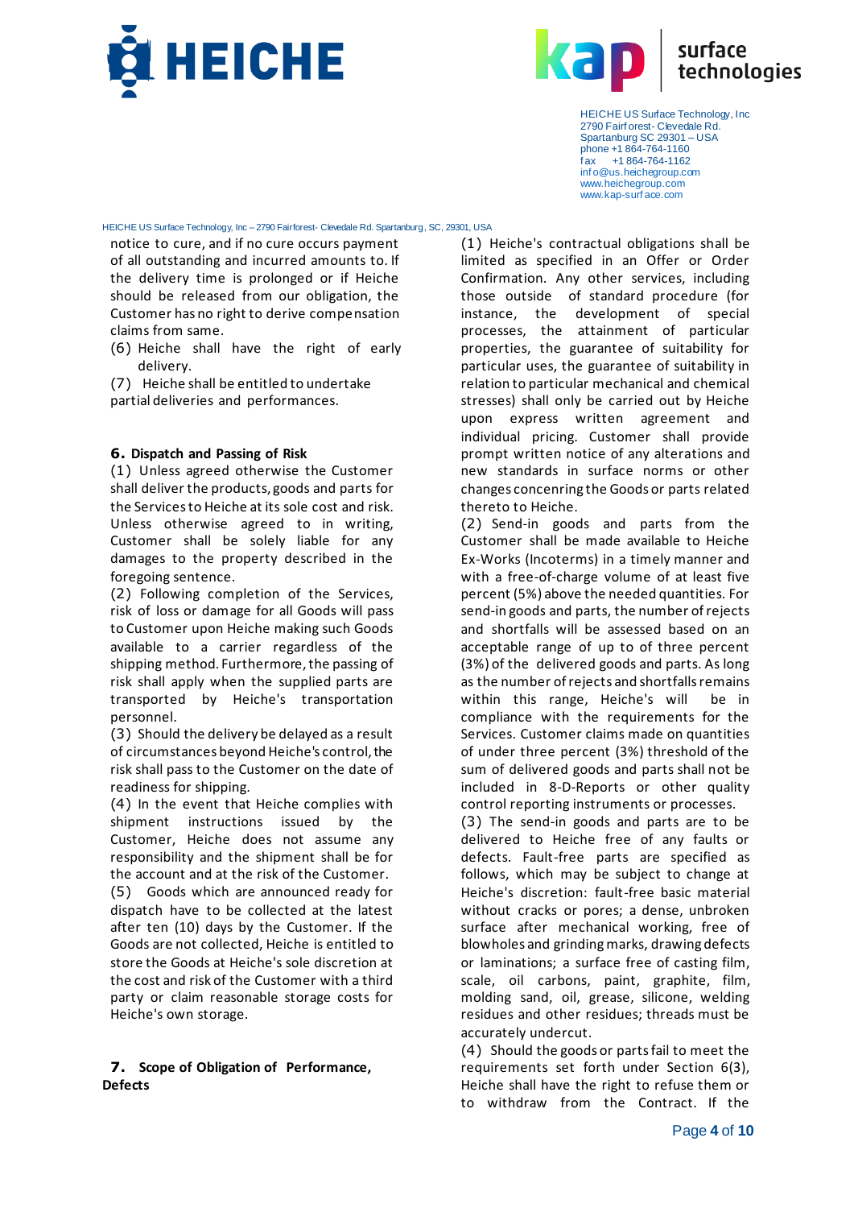notice to cure, and if no cure occurs payment of all outstanding and incurred amounts to. If the delivery time is prolonged or if Heiche should be released from our obligation, the Customer has no right to derive compensation claims from same.

(6) Heiche shall have the right of early delivery.

(7) Heiche shall be entitled to undertake partial deliveries and performances.

## 6. Dispatch and Passing of Risk

(1) Unless agreed otherwise the Customer shall deliver the products, goods and parts for the Services to Heiche at its sole cost and risk. Unless otherwise agreed to in writing, Customer shall be solely liable for any damages to the property described in the foregoing sentence.

(2) Following completion of the Services, risk of loss or damage for all Goods will pass to Customer upon Heiche making such Goods available to a carrier regardless of the shipping method. Furthermore, the passing of risk shall apply when the supplied parts are transported by Heiche's transportation personnel.

(3) Should the delivery be delayed as a result of circumstances beyond Heiche's control, the risk shall pass to the Customer on the date of readiness for shipping.

(4) In the event that Heiche complies with shipment instructions issued by the Customer, Heiche does not assume any responsibility and the shipment shall be for the account and at the risk of the Customer.

(5) Goods which are announced ready for dispatch have to be collected at the latest after ten (10) days by the Customer. If the Goods are not collected, Heiche is entitled to store the Goods at Heiche's sole discretion at the cost and risk of the Customer with a third party or claim reasonable storage costs for Heiche's own storage.

## 7. Scope of Obligation of Performance, Defects

(1) Heiche's contractual obligations shall be limited as specified in an Offer or Order Confirmation. Any other services, including those outside of standard procedure (for instance, the development of special processes, the attainment of particular properties, the guarantee of suitability for particular uses, the guarantee of suitability in relation to particular mechanical and chemical stresses) shall only be carried out by Heiche upon express written agreement and individual pricing. Customer shall provide prompt written notice of any alterations and new standards in surface norms or other changes concerning the Goods or parts related thereto to Heiche.

(2) Send-in goods and parts from the Customer shall be made available to Heiche Ex-Works (Incoterms) in a timely manner and with a free-of-charge volume of at least five percent (5%) above the needed quantities. For send-in goods and parts, the number of rejects and shortfalls will be assessed based on an acceptable range of up to of three percent (3%) of the delivered goods and parts. As long as the number of rejects and shortfalls remains within this range, Heiche's will be in compliance with the requirements for the Services. Customer claims made on quantities of under three percent (3%) threshold of the sum of delivered goods and parts shall not be included in 8-D-Reports or other quality control reporting instruments or processes.

(3) The send-in goods and parts are to be delivered to Heiche free of any faults or defects. Fault-free parts are specified as follows, which may be subject to change at Heiche's discretion: fault-free basic material without cracks or pores; a dense, unbroken surface after mechanical working, free of blowholes and grinding marks, drawing defects or laminations; a surface free of casting film, scale, oil carbons, paint, graphite, film, molding sand, oil, grease, silicone, welding residues and other residues; threads must be accurately undercut.

(4) Should the goods or parts fail to meet the requirements set forth under Section 6(3), Heiche shall have the right to refuse them or to withdraw from the Contract. If the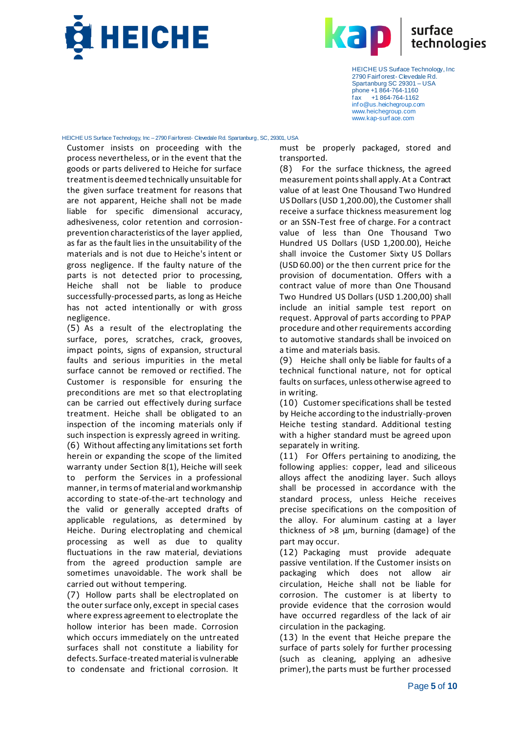Customer insists on proceeding with the process nevertheless, or in the event that the goods or parts delivered to Heiche for surface treatment is deemed technically unsuitable for the given surface treatment for reasons that are not apparent, Heiche shall not be made liable for specific dimensional accuracy, adhesiveness, color retention and corrosion-prevention characteristics of the layer applied, as far as the fault lies in the unsuitability of the materials and is not due to Heiche's intent or gross negligence. If the faulty nature of the parts is not detected prior to processing, Heiche shall not be liable to produce successfully-processed parts, as long as Heiche has not acted intentionally or with gross negligence.

(5) As a result of the electroplating the surface, pores, scratches, crack, grooves, impact points, signs of expansion, structural faults and serious impurities in the metal surface cannot be removed or rectified. The Customer is responsible for ensuring the preconditions are met so that electroplating can be carried out effectively during surface treatment. Heiche shall be obligated to an inspection of the incoming materials only if such inspection is expressly agreed in writing.

(6) Without affecting any limitations set forth herein or expanding the scope of the limited warranty under Section 8(1), Heiche will seek to perform the Services in a professional manner, in terms of material and workmanship according to state-of-the-art technology and the valid or generally accepted drafts of applicable regulations, as determined by Heiche. During electroplating and chemical processing as well as due to quality fluctuations in the raw material, deviations from the agreed production sample are sometimes unavoidable. The work shall be carried out without tempering.

(7) Hollow parts shall be electroplated on the outer surface only, except in special cases where express agreement to electroplate the hollow interior has been made. Corrosion which occurs immediately on the untreated surfaces shall not constitute a liability for defects. Surface-treated material is vulnerable to condensate and frictional corrosion. It must be properly packaged, stored and transported.

(8) For the surface thickness, the agreed measurement points shall apply. At a Contract value of at least One Thousand Two Hundred US Dollars (USD 1,200.00), the Customer shall receive a surface thickness measurement log or an SSN-Test free of charge. For a contract value of less than One Thousand Two Hundred US Dollars (USD 1,200.00), Heiche shall invoice the Customer Sixty US Dollars (USD 60.00) or the then current price for the provision of documentation. Offers with a contract value of more than One Thousand Two Hundred US Dollars (USD 1.200,00) shall include an initial sample test report on request. Approval of parts according to PPAP procedure and other requirements according to automotive standards shall be invoiced on a time and materials basis.

(9) Heiche shall only be liable for faults of a technical functional nature, not for optical faults on surfaces, unless otherwise agreed to in writing.

(10) Customer specifications shall be tested by Heiche according to the industrially-proven Heiche testing standard. Additional testing with a higher standard must be agreed upon separately in writing.

(11) For Offers pertaining to anodizing, the following applies: copper, lead and siliceous alloys affect the anodizing layer. Such alloys shall be processed in accordance with the standard process, unless Heiche receives precise specifications on the composition of the alloy. For aluminum casting at a layer thickness of >8 µm, burning (damage) of the part may occur.

(12) Packaging must provide adequate passive ventilation. If the Customer insists on packaging which does not allow air circulation, Heiche shall not be liable for corrosion. The customer is at liberty to provide evidence that the corrosion would have occurred regardless of the lack of air circulation in the packaging.

(13) In the event that Heiche prepare the surface of parts solely for further processing (such as cleaning, applying an adhesive primer), the parts must be further processed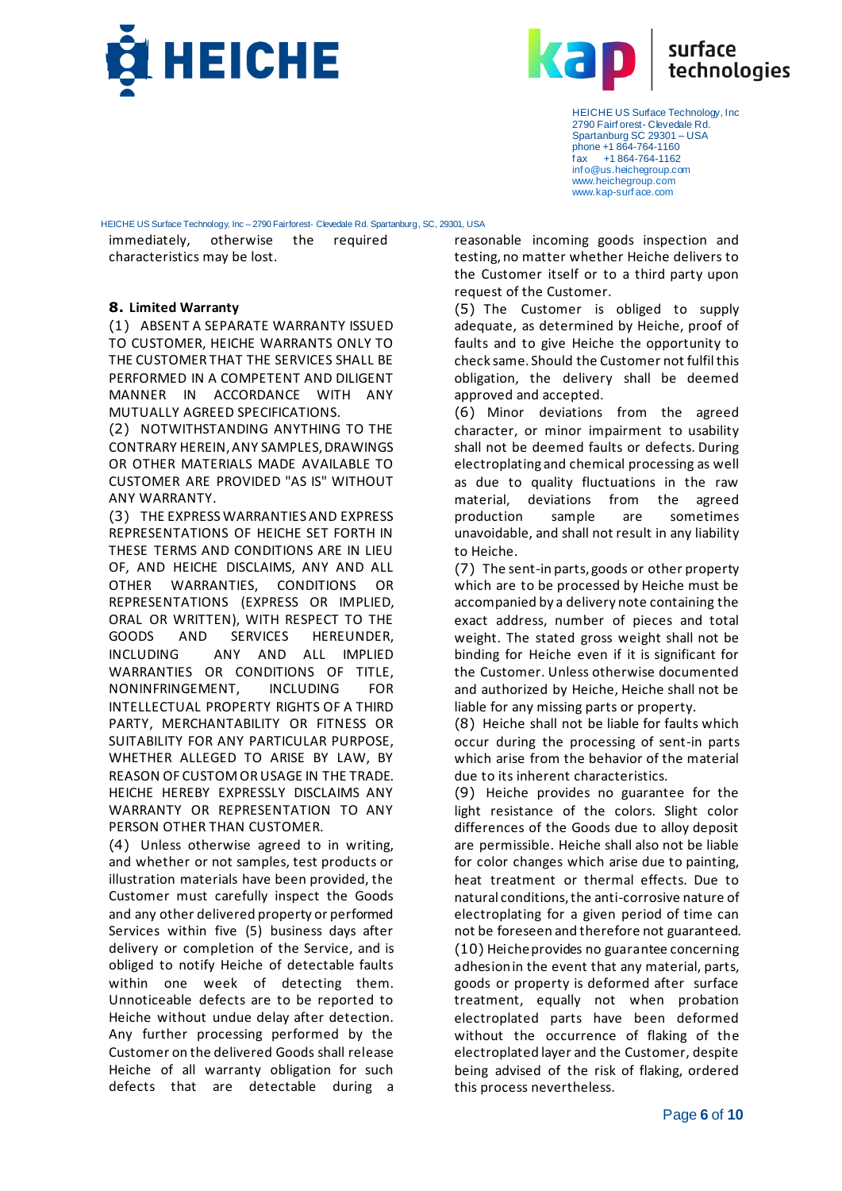immediately, otherwise the required characteristics may be lost.

**8. Limited Warranty**

(1) ABSENT A SEPARATE WARRANTY ISSUED TO CUSTOMER, HEICHE WARRANTS ONLY TO THE CUSTOMER THAT THE SERVICES SHALL BE PERFORMED IN A COMPETENT AND DILIGENT MANNER IN ACCORDANCE WITH ANY MUTUALLY AGREED SPECIFICATIONS.

(2) NOTWITHSTANDING ANYTHING TO THE CONTRARY HEREIN, ANY SAMPLES, DRAWINGS OR OTHER MATERIALS MADE AVAILABLE TO CUSTOMER ARE PROVIDED "AS IS" WITHOUT ANY WARRANTY.

(3) THE EXPRESS WARRANTIES AND EXPRESS REPRESENTATIONS OF HEICHE SET FORTH IN THESE TERMS AND CONDITIONS ARE IN LIEU OF, AND HEICHE DISCLAIMS, ANY AND ALL OTHER WARRANTIES, CONDITIONS OR REPRESENTATIONS (EXPRESS OR IMPLIED, ORAL OR WRITTEN), WITH RESPECT TO THE GOODS AND SERVICES HEREUNDER, INCLUDING ANY AND ALL IMPLIED WARRANTIES OR CONDITIONS OF TITLE, NONINFRINGEMENT, INCLUDING FOR INTELLECTUAL PROPERTY RIGHTS OF A THIRD PARTY, MERCHANTABILITY OR FITNESS OR SUITABILITY FOR ANY PARTICULAR PURPOSE, WHETHER ALLEGED TO ARISE BY LAW, BY REASON OF CUSTOM OR USAGE IN THE TRADE. HEICHE HEREBY EXPRESSLY DISCLAIMS ANY WARRANTY OR REPRESENTATION TO ANY PERSON OTHER THAN CUSTOMER.

(4) Unless otherwise agreed to in writing, and whether or not samples, test products or illustration materials have been provided, the Customer must carefully inspect the Goods and any other delivered property or performed Services within five (5) business days after delivery or completion of the Service, and is obliged to notify Heiche of detectable faults within one week of detecting them. Unnoticeable defects are to be reported to Heiche without undue delay after detection. Any further processing performed by the Customer on the delivered Goods shall release Heiche of all warranty obligation for such defects that are detectable during a reasonable incoming goods inspection and testing, no matter whether Heiche delivers to the Customer itself or to a third party upon request of the Customer.

(5) The Customer is obliged to supply adequate, as determined by Heiche, proof of faults and to give Heiche the opportunity to check same. Should the Customer not fulfil this obligation, the delivery shall be deemed approved and accepted.

(6) Minor deviations from the agreed character, or minor impairment to usability shall not be deemed faults or defects. During electroplating and chemical processing as well as due to quality fluctuations in the raw material, deviations from the agreed production sample are sometimes unavoidable, and shall not result in any liability to Heiche.

(7) The sent-in parts, goods or other property which are to be processed by Heiche must be accompanied by a delivery note containing the exact address, number of pieces and total weight. The stated gross weight shall not be binding for Heiche even if it is significant for the Customer. Unless otherwise documented and authorized by Heiche, Heiche shall not be liable for any missing parts or property.

(8) Heiche shall not be liable for faults which occur during the processing of sent-in parts which arise from the behavior of the material due to its inherent characteristics.

(9) Heiche provides no guarantee for the light resistance of the colors. Slight color differences of the Goods due to alloy deposit are permissible. Heiche shall also not be liable for color changes which arise due to painting, heat treatment or thermal effects. Due to natural conditions, the anti-corrosive nature of electroplating for a given period of time can not be foreseen and therefore not guaranteed.

(10) Heiche provides no guarantee concerning adhesion in the event that any material, parts, goods or property is deformed after surface treatment, equally not when probation electroplated parts have been deformed without the occurrence of flaking of the electroplated layer and the Customer, despite being advised of the risk of flaking, ordered this process nevertheless.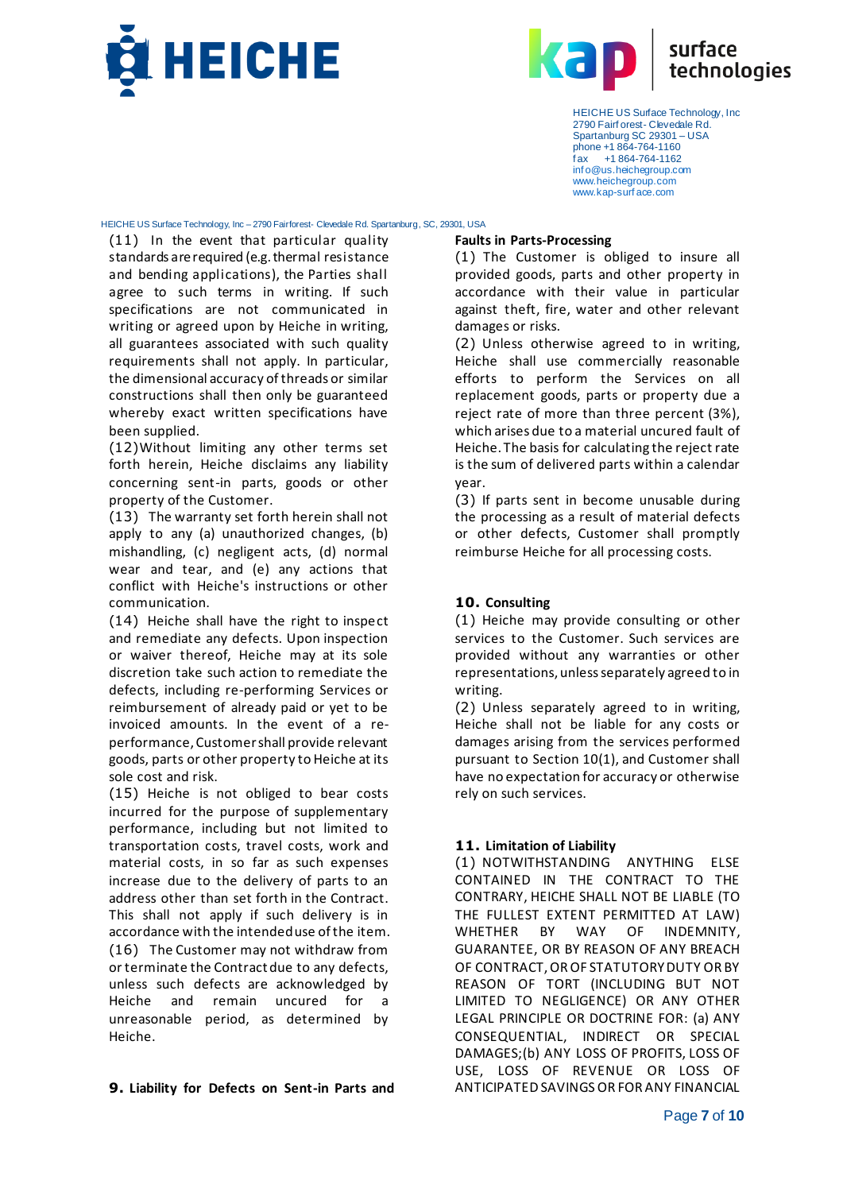(11) In the event that particular quality standards are required (e.g. thermal resistance and bending applications), the Parties shall agree to such terms in writing. If such specifications are not communicated in writing or agreed upon by Heiche in writing, all guarantees associated with such quality requirements shall not apply. In particular, the dimensional accuracy of threads or similar constructions shall then only be guaranteed whereby exact written specifications have been supplied.

(12) Without limiting any other terms set forth herein, Heiche disclaims any liability concerning sent-in parts, goods or other property of the Customer.

(13) The warranty set forth herein shall not apply to any (a) unauthorized changes, (b) mishandling, (c) negligent acts, (d) normal wear and tear, and (e) any actions that conflict with Heiche's instructions or other communication.

(14) Heiche shall have the right to inspect and remediate any defects. Upon inspection or waiver thereof, Heiche may at its sole discretion take such action to remediate the defects, including re-performing Services or reimbursement of already paid or yet to be invoiced amounts. In the event of a re-performance, Customer shall provide relevant goods, parts or other property to Heiche at its sole cost and risk.

(15) Heiche is not obliged to bear costs incurred for the purpose of supplementary performance, including but not limited to transportation costs, travel costs, work and material costs, in so far as such expenses increase due to the delivery of parts to an address other than set forth in the Contract. This shall not apply if such delivery is in accordance with the intended use of the item.

(16) The Customer may not withdraw from or terminate the Contract due to any defects, unless such defects are acknowledged by Heiche and remain uncured for a unreasonable period, as determined by Heiche.

## 9. Liability for Defects on Sent-in Parts and Faults in Parts-Processing

(1) The Customer is obliged to insure all provided goods, parts and other property in accordance with their value in particular against theft, fire, water and other relevant damages or risks.

(2) Unless otherwise agreed to in writing, Heiche shall use commercially reasonable efforts to perform the Services on all replacement goods, parts or property due a reject rate of more than three percent (3%), which arises due to a material uncured fault of Heiche. The basis for calculating the reject rate is the sum of delivered parts within a calendar year.

(3) If parts sent in become unusable during the processing as a result of material defects or other defects, Customer shall promptly reimburse Heiche for all processing costs.

## 10. Consulting

(1) Heiche may provide consulting or other services to the Customer. Such services are provided without any warranties or other representations, unless separately agreed to in writing.

(2) Unless separately agreed to in writing, Heiche shall not be liable for any costs or damages arising from the services performed pursuant to Section 10(1), and Customer shall have no expectation for accuracy or otherwise rely on such services.

## 11. Limitation of Liability

(1) NOTWITHSTANDING ANYTHING ELSE CONTAINED IN THE CONTRACT TO THE CONTRARY, HEICHE SHALL NOT BE LIABLE (TO THE FULLEST EXTENT PERMITTED AT LAW) WHETHER BY WAY OF INDEMNITY, GUARANTEE, OR BY REASON OF ANY BREACH OF CONTRACT, OR OF STATUTORY DUTY OR BY REASON OF TORT (INCLUDING BUT NOT LIMITED TO NEGLIGENCE) OR ANY OTHER LEGAL PRINCIPLE OR DOCTRINE FOR: (a) ANY CONSEQUENTIAL, INDIRECT OR SPECIAL DAMAGES;(b) ANY LOSS OF PROFITS, LOSS OF USE, LOSS OF REVENUE OR LOSS OF ANTICIPATED SAVINGS OR FOR ANY FINANCIAL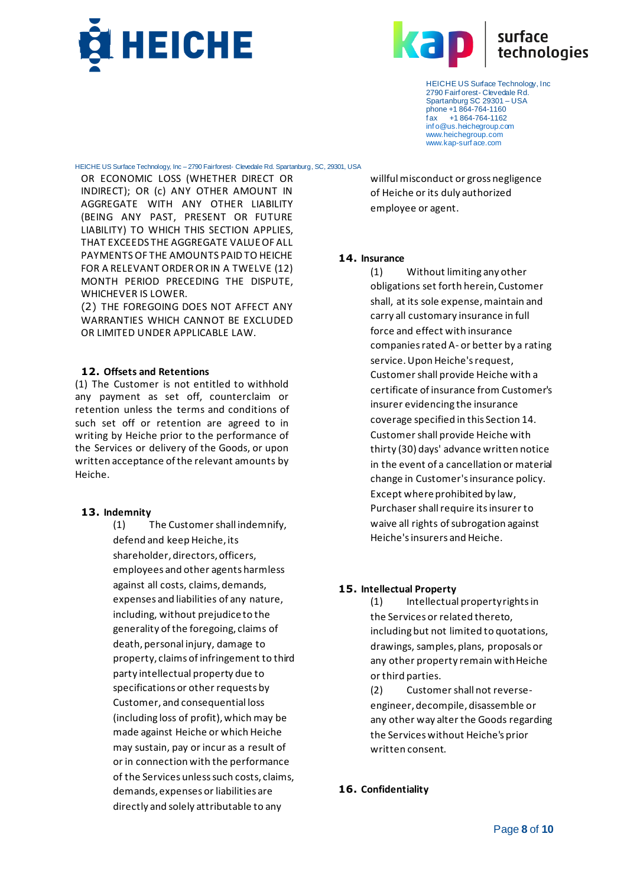OR ECONOMIC LOSS (WHETHER DIRECT OR INDIRECT); OR (c) ANY OTHER AMOUNT IN AGGREGATE WITH ANY OTHER LIABILITY (BEING ANY PAST, PRESENT OR FUTURE LIABILITY) TO WHICH THIS SECTION APPLIES, THAT EXCEEDS THE AGGREGATE VALUE OF ALL PAYMENTS OF THE AMOUNTS PAID TO HEICHE FOR A RELEVANT ORDER OR IN A TWELVE (12) MONTH PERIOD PRECEDING THE DISPUTE, WHICHEVER IS LOWER.

(2) THE FOREGOING DOES NOT AFFECT ANY WARRANTIES WHICH CANNOT BE EXCLUDED OR LIMITED UNDER APPLICABLE LAW.

## 12. Offsets and Retentions

(1) The Customer is not entitled to withhold any payment as set off, counterclaim or retention unless the terms and conditions of such set off or retention are agreed to in writing by Heiche prior to the performance of the Services or delivery of the Goods, or upon written acceptance of the relevant amounts by Heiche.

## 13. Indemnity

(1) The Customer shall indemnify, defend and keep Heiche, its shareholder, directors, officers, employees and other agents harmless against all costs, claims, demands, expenses and liabilities of any nature, including, without prejudice to the generality of the foregoing, claims of death, personal injury, damage to property, claims of infringement to third party intellectual property due to specifications or other requests by Customer, and consequential loss (including loss of profit), which may be made against Heiche or which Heiche may sustain, pay or incur as a result of or in connection with the performance of the Services unless such costs, claims, demands, expenses or liabilities are directly and solely attributable to any willful misconduct or gross negligence of Heiche or its duly authorized employee or agent.

## 14. Insurance

(1) Without limiting any other obligations set forth herein, Customer shall, at its sole expense, maintain and carry all customary insurance in full force and effect with insurance companies rated A- or better by a rating service. Upon Heiche's request, Customer shall provide Heiche with a certificate of insurance from Customer's insurer evidencing the insurance coverage specified in this Section 14. Customer shall provide Heiche with thirty (30) days' advance written notice in the event of a cancellation or material change in Customer's insurance policy. Except where prohibited by law, Purchaser shall require its insurer to waive all rights of subrogation against Heiche's insurers and Heiche.

## 15. Intellectual Property

(1) Intellectual property rights in the Services or related thereto, including but not limited to quotations, drawings, samples, plans, proposals or any other property remain with Heiche or third parties.

(2) Customer shall not reverse-engineer, decompile, disassemble or any other way alter the Goods regarding the Services without Heiche's prior written consent.

## 16. Confidentiality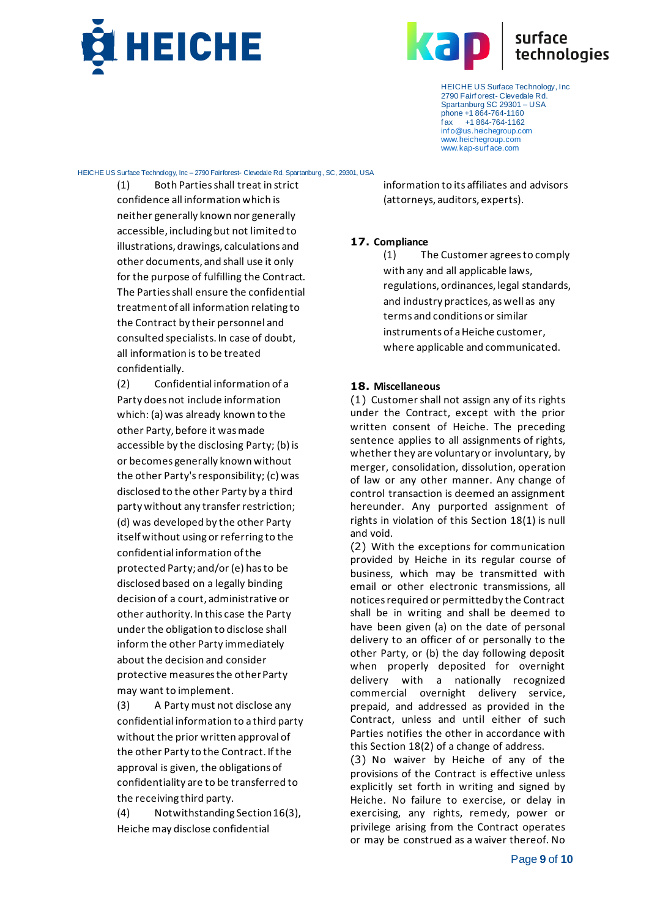(1) Both Parties shall treat in strict confidence all information which is neither generally known nor generally accessible, including but not limited to illustrations, drawings, calculations and other documents, and shall use it only for the purpose of fulfilling the Contract. The Parties shall ensure the confidential treatment of all information relating to the Contract by their personnel and consulted specialists. In case of doubt, all information is to be treated confidentially.

(2) Confidential information of a Party does not include information which: (a) was already known to the other Party, before it was made accessible by the disclosing Party; (b) is or becomes generally known without the other Party's responsibility; (c) was disclosed to the other Party by a third party without any transfer restriction; (d) was developed by the other Party itself without using or referring to the confidential information of the protected Party; and/or (e) has to be disclosed based on a legally binding decision of a court, administrative or other authority. In this case the Party under the obligation to disclose shall inform the other Party immediately about the decision and consider protective measures the other Party may want to implement.

(3) A Party must not disclose any confidential information to a third party without the prior written approval of the other Party to the Contract. If the approval is given, the obligations of confidentiality are to be transferred to the receiving third party.

(4) Notwithstanding Section 16(3), Heiche may disclose confidential information to its affiliates and advisors (attorneys, auditors, experts).

## 17. Compliance

(1) The Customer agrees to comply with any and all applicable laws, regulations, ordinances, legal standards, and industry practices, as well as any terms and conditions or similar instruments of a Heiche customer, where applicable and communicated.

## 18. Miscellaneous

(1) Customer shall not assign any of its rights under the Contract, except with the prior written consent of Heiche. The preceding sentence applies to all assignments of rights, whether they are voluntary or involuntary, by merger, consolidation, dissolution, operation of law or any other manner. Any change of control transaction is deemed an assignment hereunder. Any purported assignment of rights in violation of this Section 18(1) is null and void.

(2) With the exceptions for communication provided by Heiche in its regular course of business, which may be transmitted with email or other electronic transmissions, all notices required or permitted by the Contract shall be in writing and shall be deemed to have been given (a) on the date of personal delivery to an officer of or personally to the other Party, or (b) the day following deposit when properly deposited for overnight delivery with a nationally recognized commercial overnight delivery service, prepaid, and addressed as provided in the Contract, unless and until either of such Parties notifies the other in accordance with this Section 18(2) of a change of address.

(3) No waiver by Heiche of any of the provisions of the Contract is effective unless explicitly set forth in writing and signed by Heiche. No failure to exercise, or delay in exercising, any rights, remedy, power or privilege arising from the Contract operates or may be construed as a waiver thereof. No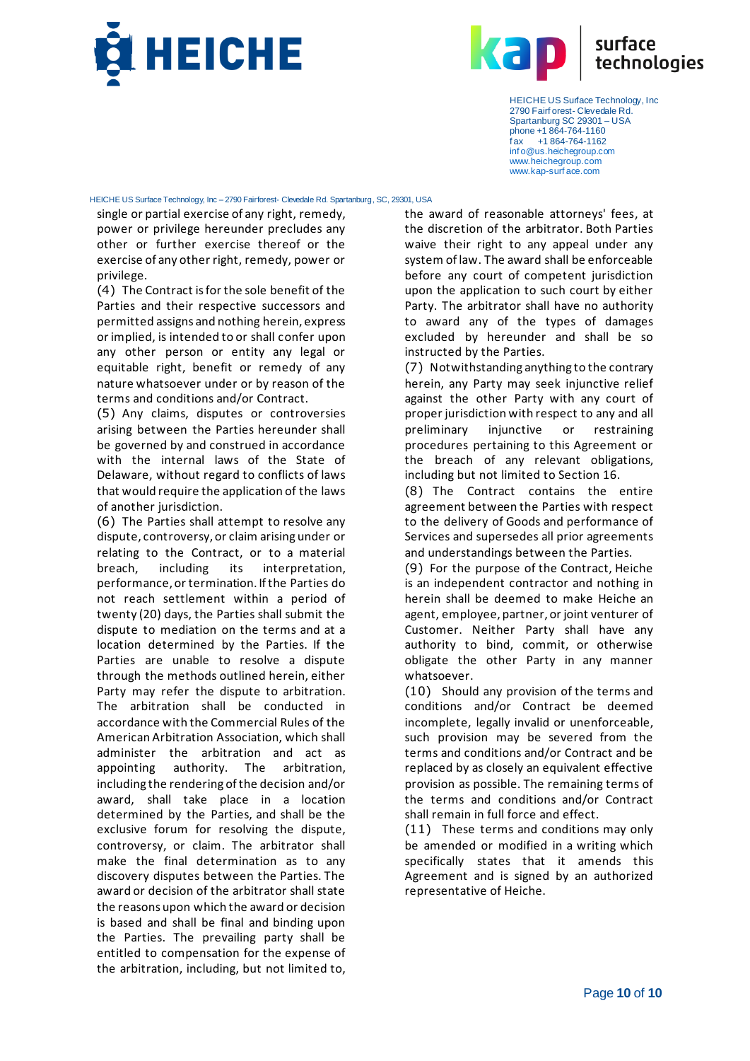single or partial exercise of any right, remedy, power or privilege hereunder precludes any other or further exercise thereof or the exercise of any other right, remedy, power or privilege.

(4) The Contract is for the sole benefit of the Parties and their respective successors and permitted assigns and nothing herein, express or implied, is intended to or shall confer upon any other person or entity any legal or equitable right, benefit or remedy of any nature whatsoever under or by reason of the terms and conditions and/or Contract.

(5) Any claims, disputes or controversies arising between the Parties hereunder shall be governed by and construed in accordance with the internal laws of the State of Delaware, without regard to conflicts of laws that would require the application of the laws of another jurisdiction.

(6) The Parties shall attempt to resolve any dispute, controversy, or claim arising under or relating to the Contract, or to a material breach, including its interpretation, performance, or termination. If the Parties do not reach settlement within a period of twenty (20) days, the Parties shall submit the dispute to mediation on the terms and at a location determined by the Parties. If the Parties are unable to resolve a dispute through the methods outlined herein, either Party may refer the dispute to arbitration. The arbitration shall be conducted in accordance with the Commercial Rules of the American Arbitration Association, which shall administer the arbitration and act as appointing authority. The arbitration, including the rendering of the decision and/or award, shall take place in a location determined by the Parties, and shall be the exclusive forum for resolving the dispute, controversy, or claim. The arbitrator shall make the final determination as to any discovery disputes between the Parties. The award or decision of the arbitrator shall state the reasons upon which the award or decision is based and shall be final and binding upon the Parties. The prevailing party shall be entitled to compensation for the expense of the arbitration, including, but not limited to, the award of reasonable attorneys' fees, at the discretion of the arbitrator. Both Parties waive their right to any appeal under any system of law. The award shall be enforceable before any court of competent jurisdiction upon the application to such court by either Party. The arbitrator shall have no authority to award any of the types of damages excluded by hereunder and shall be so instructed by the Parties.

(7) Notwithstanding anything to the contrary herein, any Party may seek injunctive relief against the other Party with any court of proper jurisdiction with respect to any and all preliminary injunctive or restraining procedures pertaining to this Agreement or the breach of any relevant obligations, including but not limited to Section 16.

(8) The Contract contains the entire agreement between the Parties with respect to the delivery of Goods and performance of Services and supersedes all prior agreements and understandings between the Parties.

(9) For the purpose of the Contract, Heiche is an independent contractor and nothing in herein shall be deemed to make Heiche an agent, employee, partner, or joint venturer of Customer. Neither Party shall have any authority to bind, commit, or otherwise obligate the other Party in any manner whatsoever.

(10) Should any provision of the terms and conditions and/or Contract be deemed incomplete, legally invalid or unenforceable, such provision may be severed from the terms and conditions and/or Contract and be replaced by as closely an equivalent effective provision as possible. The remaining terms of the terms and conditions and/or Contract shall remain in full force and effect.

(11) These terms and conditions may only be amended or modified in a writing which specifically states that it amends this Agreement and is signed by an authorized representative of Heiche.